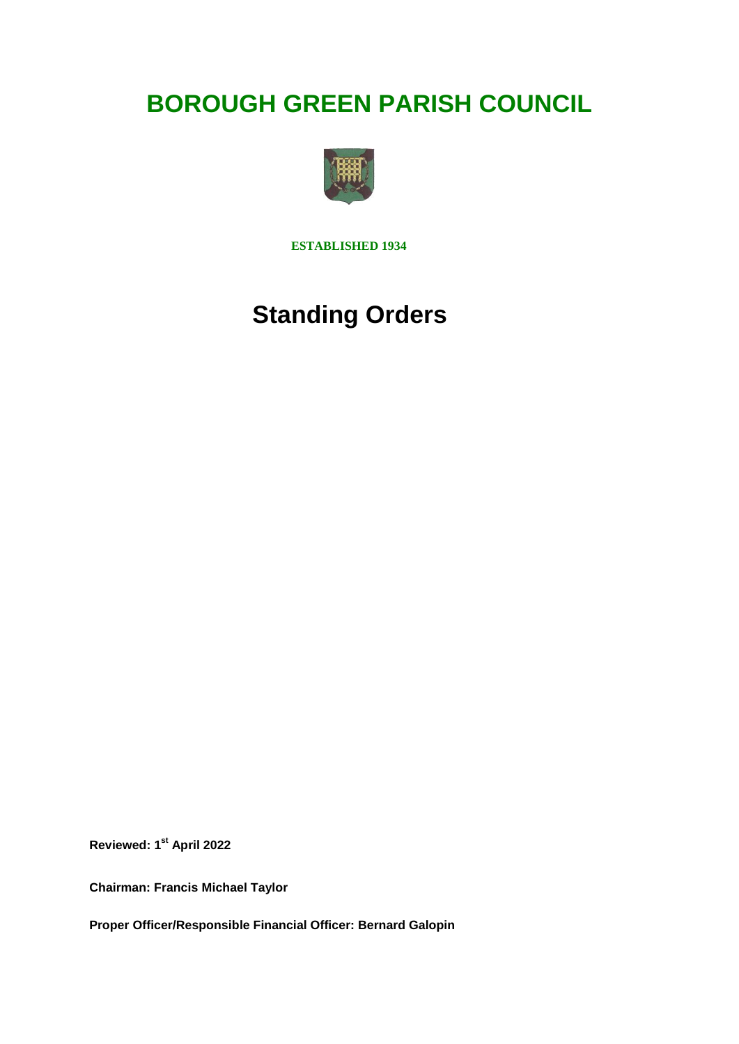# BOROUGH GREEN PARISH COUNCIL

**ESTABLISHED 1934**

# Standing Orders

**Reviewed: 1st April 2022**

**Chairman: Francis Michael Taylor**

**Proper Officer/Responsible Financial Officer: Bernard Galopin**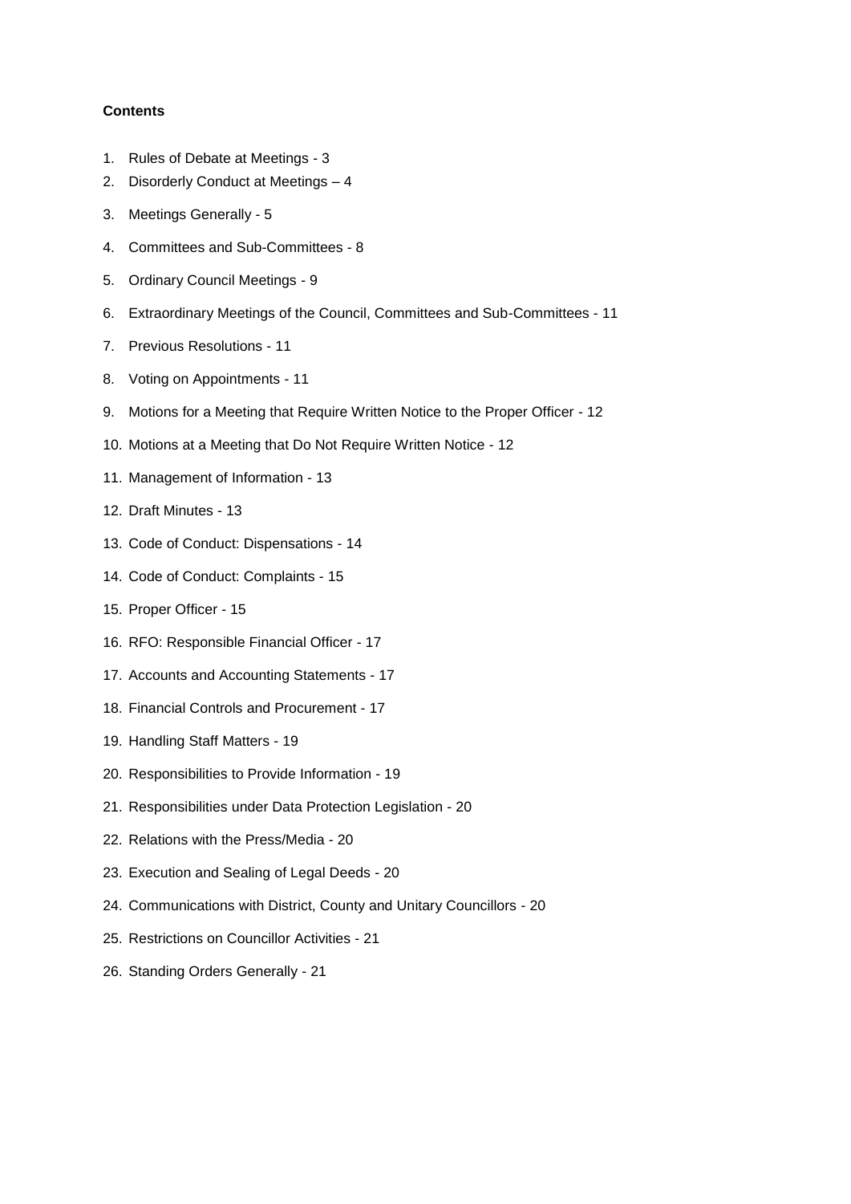**Contents**

1. Rules of Debate at Meetings - 3
2. Disorderly Conduct at Meetings – 4
3. Meetings Generally - 5
4. Committees and Sub-Committees - 8
5. Ordinary Council Meetings - 9
6. Extraordinary Meetings of the Council, Committees and Sub-Committees - 11
7. Previous Resolutions - 11
8. Voting on Appointments - 11
9. Motions for a Meeting that Require Written Notice to the Proper Officer - 12
10. Motions at a Meeting that Do Not Require Written Notice - 12
11. Management of Information - 13
12. Draft Minutes - 13
13. Code of Conduct: Dispensations - 14
14. Code of Conduct: Complaints - 15
15. Proper Officer - 15
16. RFO: Responsible Financial Officer - 17
17. Accounts and Accounting Statements - 17
18. Financial Controls and Procurement - 17
19. Handling Staff Matters - 19
20. Responsibilities to Provide Information - 19
21. Responsibilities under Data Protection Legislation - 20
22. Relations with the Press/Media - 20
23. Execution and Sealing of Legal Deeds - 20
24. Communications with District, County and Unitary Councillors - 20
25. Restrictions on Councillor Activities - 21
26. Standing Orders Generally - 21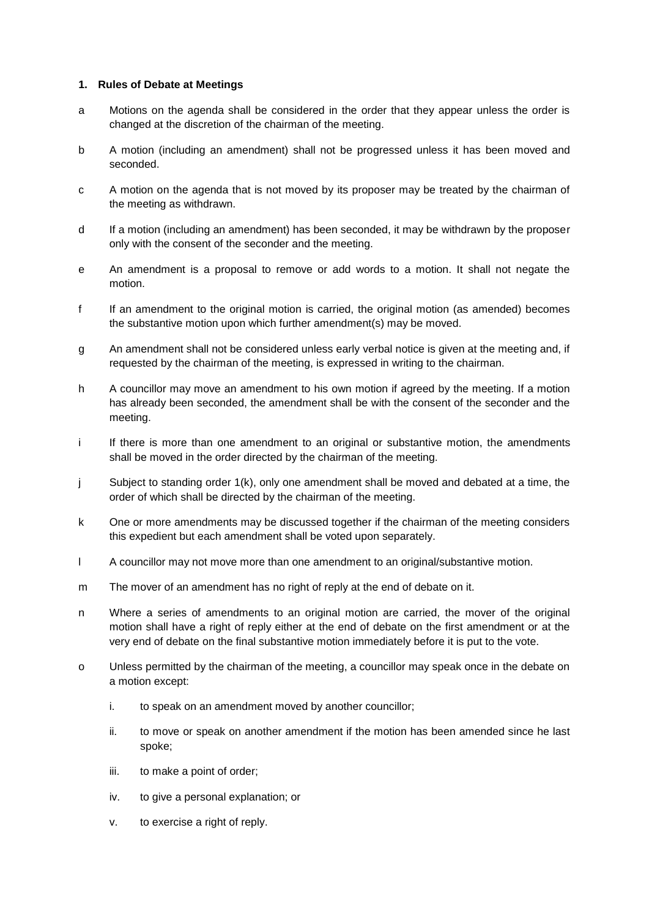## 1. Rules of Debate at Meetings

a Motions on the agenda shall be considered in the order that they appear unless the order is changed at the discretion of the chairman of the meeting.

b A motion (including an amendment) shall not be progressed unless it has been moved and seconded.

c A motion on the agenda that is not moved by its proposer may be treated by the chairman of the meeting as withdrawn.

d If a motion (including an amendment) has been seconded, it may be withdrawn by the proposer only with the consent of the seconder and the meeting.

e An amendment is a proposal to remove or add words to a motion. It shall not negate the motion.

f If an amendment to the original motion is carried, the original motion (as amended) becomes the substantive motion upon which further amendment(s) may be moved.

g An amendment shall not be considered unless early verbal notice is given at the meeting and, if requested by the chairman of the meeting, is expressed in writing to the chairman.

h A councillor may move an amendment to his own motion if agreed by the meeting. If a motion has already been seconded, the amendment shall be with the consent of the seconder and the meeting.

i If there is more than one amendment to an original or substantive motion, the amendments shall be moved in the order directed by the chairman of the meeting.

j Subject to standing order 1(k), only one amendment shall be moved and debated at a time, the order of which shall be directed by the chairman of the meeting.

k One or more amendments may be discussed together if the chairman of the meeting considers this expedient but each amendment shall be voted upon separately.

l A councillor may not move more than one amendment to an original/substantive motion.

m The mover of an amendment has no right of reply at the end of debate on it.

n Where a series of amendments to an original motion are carried, the mover of the original motion shall have a right of reply either at the end of debate on the first amendment or at the very end of debate on the final substantive motion immediately before it is put to the vote.

o Unless permitted by the chairman of the meeting, a councillor may speak once in the debate on a motion except:

   i. to speak on an amendment moved by another councillor;

   ii. to move or speak on another amendment if the motion has been amended since he last spoke;

   iii. to make a point of order;

   iv. to give a personal explanation; or

   v. to exercise a right of reply.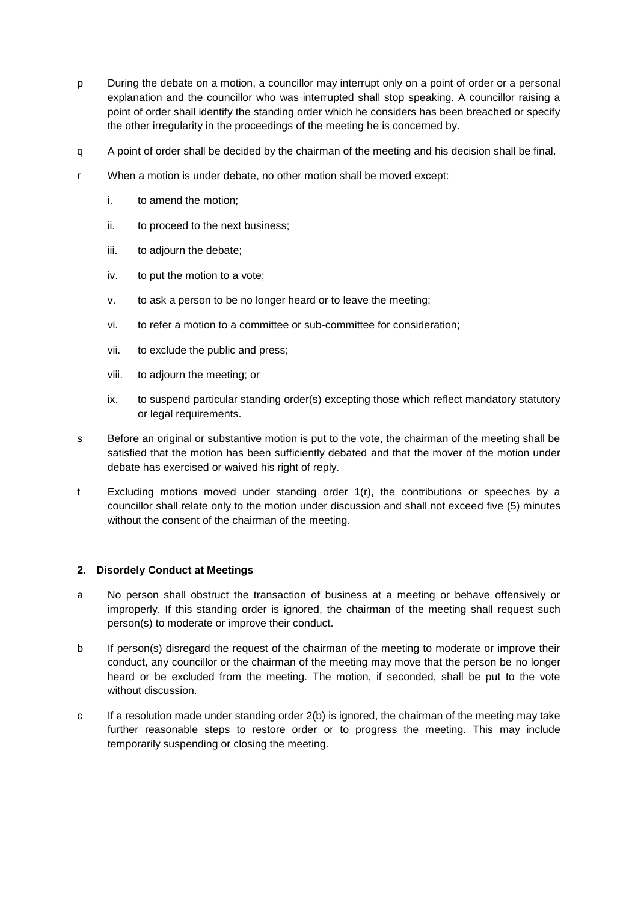p During the debate on a motion, a councillor may interrupt only on a point of order or a personal explanation and the councillor who was interrupted shall stop speaking. A councillor raising a point of order shall identify the standing order which he considers has been breached or specify the other irregularity in the proceedings of the meeting he is concerned by.

q A point of order shall be decided by the chairman of the meeting and his decision shall be final.

r When a motion is under debate, no other motion shall be moved except:

  i. to amend the motion;

  ii. to proceed to the next business;

  iii. to adjourn the debate;

  iv. to put the motion to a vote;

  v. to ask a person to be no longer heard or to leave the meeting;

  vi. to refer a motion to a committee or sub-committee for consideration;

  vii. to exclude the public and press;

  viii. to adjourn the meeting; or

  ix. to suspend particular standing order(s) excepting those which reflect mandatory statutory or legal requirements.

s Before an original or substantive motion is put to the vote, the chairman of the meeting shall be satisfied that the motion has been sufficiently debated and that the mover of the motion under debate has exercised or waived his right of reply.

t Excluding motions moved under standing order 1(r), the contributions or speeches by a councillor shall relate only to the motion under discussion and shall not exceed five (5) minutes without the consent of the chairman of the meeting.

### 2. Disordely Conduct at Meetings

a No person shall obstruct the transaction of business at a meeting or behave offensively or improperly. If this standing order is ignored, the chairman of the meeting shall request such person(s) to moderate or improve their conduct.

b If person(s) disregard the request of the chairman of the meeting to moderate or improve their conduct, any councillor or the chairman of the meeting may move that the person be no longer heard or be excluded from the meeting. The motion, if seconded, shall be put to the vote without discussion.

c If a resolution made under standing order 2(b) is ignored, the chairman of the meeting may take further reasonable steps to restore order or to progress the meeting. This may include temporarily suspending or closing the meeting.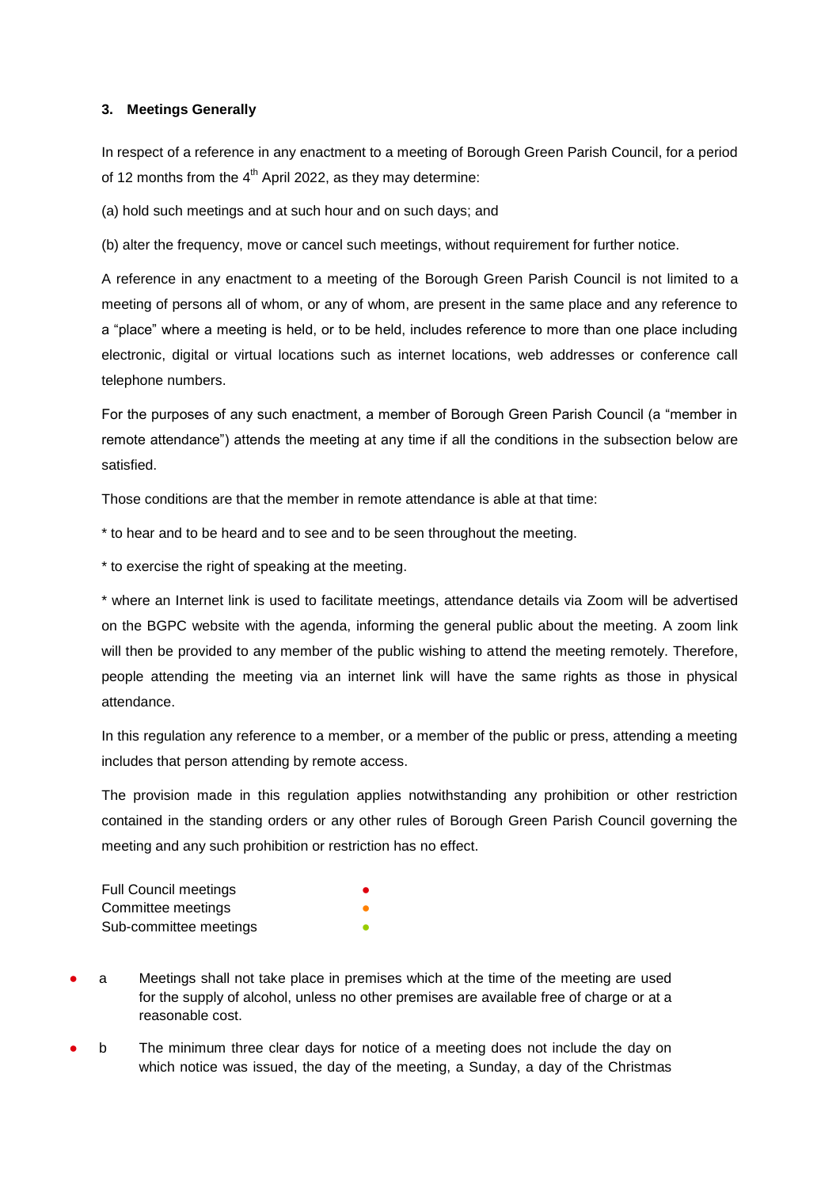### 3. Meetings Generally

In respect of a reference in any enactment to a meeting of Borough Green Parish Council, for a period of 12 months from the 4th April 2022, as they may determine:

(a) hold such meetings and at such hour and on such days; and

(b) alter the frequency, move or cancel such meetings, without requirement for further notice.

A reference in any enactment to a meeting of the Borough Green Parish Council is not limited to a meeting of persons all of whom, or any of whom, are present in the same place and any reference to a "place" where a meeting is held, or to be held, includes reference to more than one place including electronic, digital or virtual locations such as internet locations, web addresses or conference call telephone numbers.

For the purposes of any such enactment, a member of Borough Green Parish Council (a "member in remote attendance") attends the meeting at any time if all the conditions in the subsection below are satisfied.

Those conditions are that the member in remote attendance is able at that time:

* to hear and to be heard and to see and to be seen throughout the meeting.

* to exercise the right of speaking at the meeting.

* where an Internet link is used to facilitate meetings, attendance details via Zoom will be advertised on the BGPC website with the agenda, informing the general public about the meeting. A zoom link will then be provided to any member of the public wishing to attend the meeting remotely. Therefore, people attending the meeting via an internet link will have the same rights as those in physical attendance.

In this regulation any reference to a member, or a member of the public or press, attending a meeting includes that person attending by remote access.

The provision made in this regulation applies notwithstanding any prohibition or other restriction contained in the standing orders or any other rules of Borough Green Parish Council governing the meeting and any such prohibition or restriction has no effect.

Full Council meetings ●
Committee meetings ●
Sub-committee meetings ●

- ● a Meetings shall not take place in premises which at the time of the meeting are used for the supply of alcohol, unless no other premises are available free of charge or at a reasonable cost.
- ● b The minimum three clear days for notice of a meeting does not include the day on which notice was issued, the day of the meeting, a Sunday, a day of the Christmas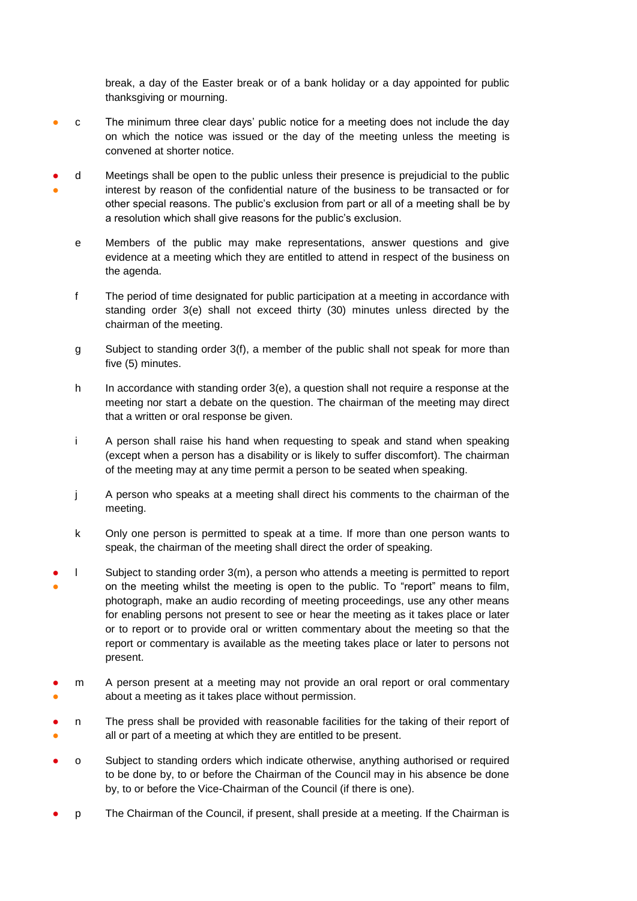break, a day of the Easter break or of a bank holiday or a day appointed for public thanksgiving or mourning.

- c The minimum three clear days' public notice for a meeting does not include the day on which the notice was issued or the day of the meeting unless the meeting is convened at shorter notice.

- d Meetings shall be open to the public unless their presence is prejudicial to the public interest by reason of the confidential nature of the business to be transacted or for other special reasons. The public's exclusion from part or all of a meeting shall be by a resolution which shall give reasons for the public's exclusion.

- e Members of the public may make representations, answer questions and give evidence at a meeting which they are entitled to attend in respect of the business on the agenda.

- f The period of time designated for public participation at a meeting in accordance with standing order 3(e) shall not exceed thirty (30) minutes unless directed by the chairman of the meeting.

- g Subject to standing order 3(f), a member of the public shall not speak for more than five (5) minutes.

- h In accordance with standing order 3(e), a question shall not require a response at the meeting nor start a debate on the question. The chairman of the meeting may direct that a written or oral response be given.

- i A person shall raise his hand when requesting to speak and stand when speaking (except when a person has a disability or is likely to suffer discomfort). The chairman of the meeting may at any time permit a person to be seated when speaking.

- j A person who speaks at a meeting shall direct his comments to the chairman of the meeting.

- k Only one person is permitted to speak at a time. If more than one person wants to speak, the chairman of the meeting shall direct the order of speaking.

- l Subject to standing order 3(m), a person who attends a meeting is permitted to report on the meeting whilst the meeting is open to the public. To "report" means to film, photograph, make an audio recording of meeting proceedings, use any other means for enabling persons not present to see or hear the meeting as it takes place or later or to report or to provide oral or written commentary about the meeting so that the report or commentary is available as the meeting takes place or later to persons not present.

- m A person present at a meeting may not provide an oral report or oral commentary about a meeting as it takes place without permission.

- n The press shall be provided with reasonable facilities for the taking of their report of all or part of a meeting at which they are entitled to be present.

- o Subject to standing orders which indicate otherwise, anything authorised or required to be done by, to or before the Chairman of the Council may in his absence be done by, to or before the Vice-Chairman of the Council (if there is one).

- p The Chairman of the Council, if present, shall preside at a meeting. If the Chairman is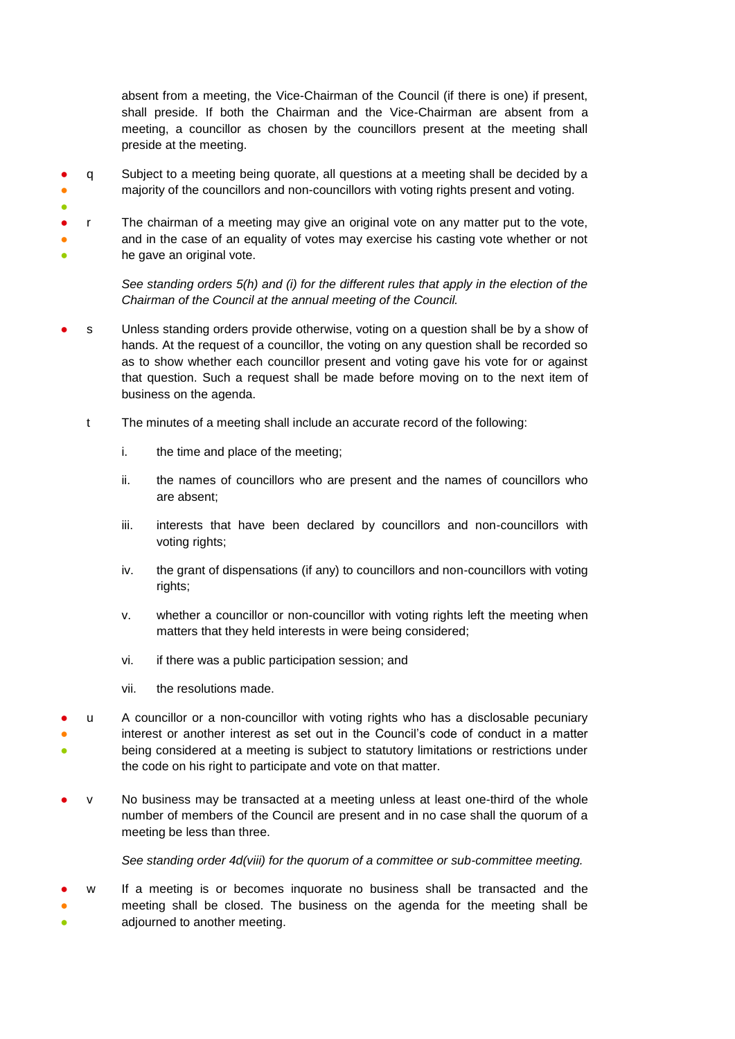absent from a meeting, the Vice-Chairman of the Council (if there is one) if present, shall preside. If both the Chairman and the Vice-Chairman are absent from a meeting, a councillor as chosen by the councillors present at the meeting shall preside at the meeting.

- ● ● ● q Subject to a meeting being quorate, all questions at a meeting shall be decided by a majority of the councillors and non-councillors with voting rights present and voting.

- ● ● ● r The chairman of a meeting may give an original vote on any matter put to the vote, and in the case of an equality of votes may exercise his casting vote whether or not he gave an original vote.

  *See standing orders 5(h) and (i) for the different rules that apply in the election of the Chairman of the Council at the annual meeting of the Council.*

- ● s Unless standing orders provide otherwise, voting on a question shall be by a show of hands. At the request of a councillor, the voting on any question shall be recorded so as to show whether each councillor present and voting gave his vote for or against that question. Such a request shall be made before moving on to the next item of business on the agenda.

- t The minutes of a meeting shall include an accurate record of the following:

  i. the time and place of the meeting;

  ii. the names of councillors who are present and the names of councillors who are absent;

  iii. interests that have been declared by councillors and non-councillors with voting rights;

  iv. the grant of dispensations (if any) to councillors and non-councillors with voting rights;

  v. whether a councillor or non-councillor with voting rights left the meeting when matters that they held interests in were being considered;

  vi. if there was a public participation session; and

  vii. the resolutions made.

- ● ● ● u A councillor or a non-councillor with voting rights who has a disclosable pecuniary interest or another interest as set out in the Council's code of conduct in a matter being considered at a meeting is subject to statutory limitations or restrictions under the code on his right to participate and vote on that matter.

- ● v No business may be transacted at a meeting unless at least one-third of the whole number of members of the Council are present and in no case shall the quorum of a meeting be less than three.

  *See standing order 4d(viii) for the quorum of a committee or sub-committee meeting.*

- ● ● ● w If a meeting is or becomes inquorate no business shall be transacted and the meeting shall be closed. The business on the agenda for the meeting shall be adjourned to another meeting.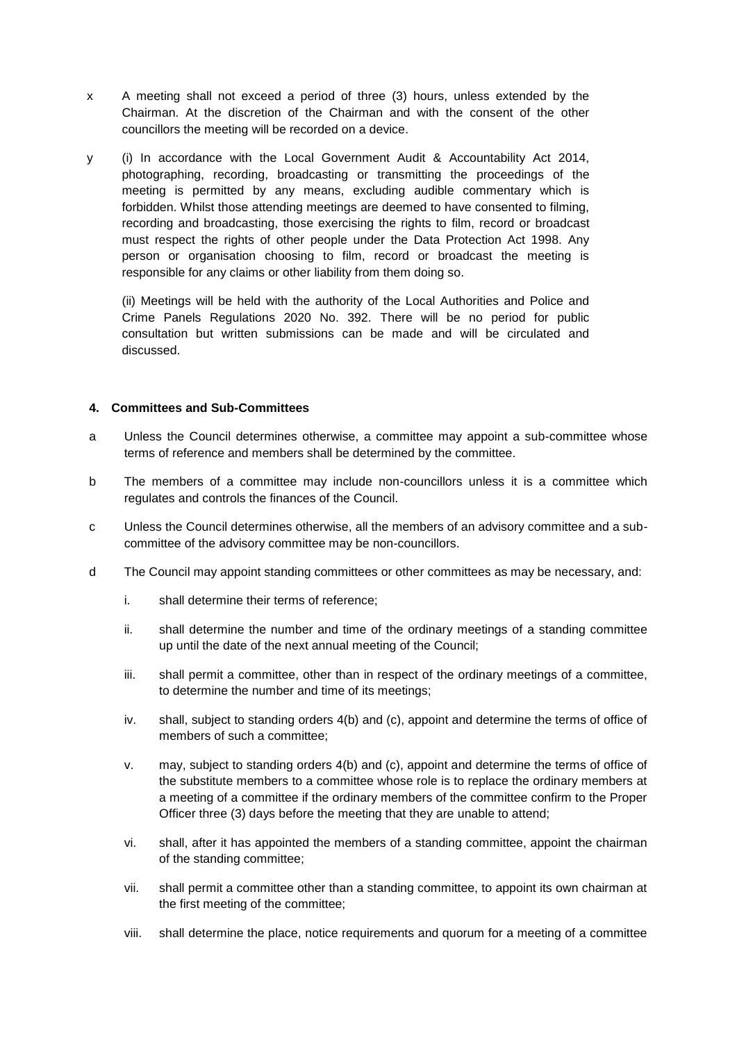x A meeting shall not exceed a period of three (3) hours, unless extended by the Chairman. At the discretion of the Chairman and with the consent of the other councillors the meeting will be recorded on a device.

y (i) In accordance with the Local Government Audit & Accountability Act 2014, photographing, recording, broadcasting or transmitting the proceedings of the meeting is permitted by any means, excluding audible commentary which is forbidden. Whilst those attending meetings are deemed to have consented to filming, recording and broadcasting, those exercising the rights to film, record or broadcast must respect the rights of other people under the Data Protection Act 1998. Any person or organisation choosing to film, record or broadcast the meeting is responsible for any claims or other liability from them doing so.

(ii) Meetings will be held with the authority of the Local Authorities and Police and Crime Panels Regulations 2020 No. 392. There will be no period for public consultation but written submissions can be made and will be circulated and discussed.

#### 4. Committees and Sub-Committees

a Unless the Council determines otherwise, a committee may appoint a sub-committee whose terms of reference and members shall be determined by the committee.

b The members of a committee may include non-councillors unless it is a committee which regulates and controls the finances of the Council.

c Unless the Council determines otherwise, all the members of an advisory committee and a sub-committee of the advisory committee may be non-councillors.

d The Council may appoint standing committees or other committees as may be necessary, and:

i. shall determine their terms of reference;

ii. shall determine the number and time of the ordinary meetings of a standing committee up until the date of the next annual meeting of the Council;

iii. shall permit a committee, other than in respect of the ordinary meetings of a committee, to determine the number and time of its meetings;

iv. shall, subject to standing orders 4(b) and (c), appoint and determine the terms of office of members of such a committee;

v. may, subject to standing orders 4(b) and (c), appoint and determine the terms of office of the substitute members to a committee whose role is to replace the ordinary members at a meeting of a committee if the ordinary members of the committee confirm to the Proper Officer three (3) days before the meeting that they are unable to attend;

vi. shall, after it has appointed the members of a standing committee, appoint the chairman of the standing committee;

vii. shall permit a committee other than a standing committee, to appoint its own chairman at the first meeting of the committee;

viii. shall determine the place, notice requirements and quorum for a meeting of a committee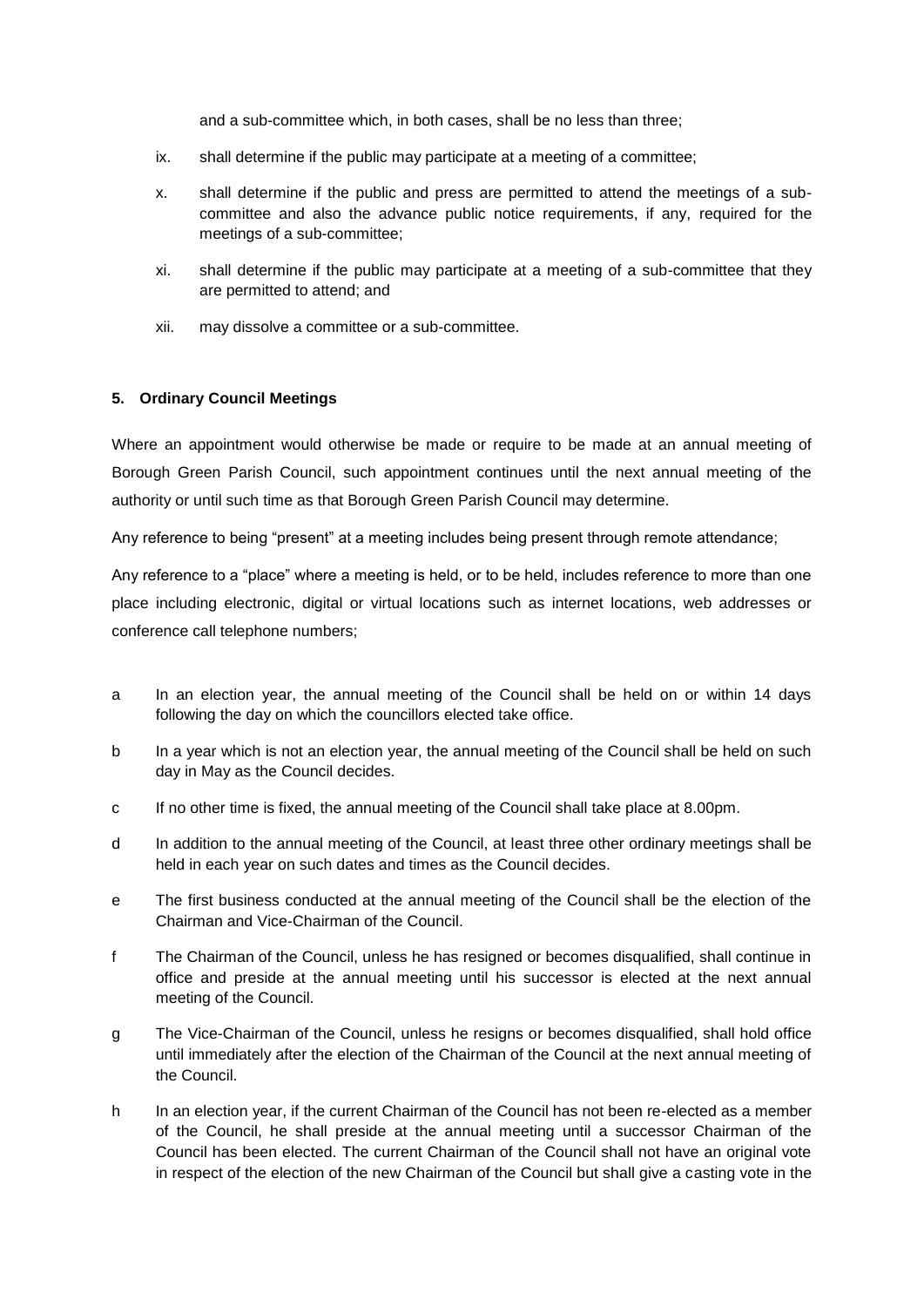and a sub-committee which, in both cases, shall be no less than three;

ix. shall determine if the public may participate at a meeting of a committee;

x. shall determine if the public and press are permitted to attend the meetings of a sub-committee and also the advance public notice requirements, if any, required for the meetings of a sub-committee;

xi. shall determine if the public may participate at a meeting of a sub-committee that they are permitted to attend; and

xii. may dissolve a committee or a sub-committee.

**5. Ordinary Council Meetings**

Where an appointment would otherwise be made or require to be made at an annual meeting of Borough Green Parish Council, such appointment continues until the next annual meeting of the authority or until such time as that Borough Green Parish Council may determine.

Any reference to being "present" at a meeting includes being present through remote attendance;

Any reference to a "place" where a meeting is held, or to be held, includes reference to more than one place including electronic, digital or virtual locations such as internet locations, web addresses or conference call telephone numbers;

a In an election year, the annual meeting of the Council shall be held on or within 14 days following the day on which the councillors elected take office.

b In a year which is not an election year, the annual meeting of the Council shall be held on such day in May as the Council decides.

c If no other time is fixed, the annual meeting of the Council shall take place at 8.00pm.

d In addition to the annual meeting of the Council, at least three other ordinary meetings shall be held in each year on such dates and times as the Council decides.

e The first business conducted at the annual meeting of the Council shall be the election of the Chairman and Vice-Chairman of the Council.

f The Chairman of the Council, unless he has resigned or becomes disqualified, shall continue in office and preside at the annual meeting until his successor is elected at the next annual meeting of the Council.

g The Vice-Chairman of the Council, unless he resigns or becomes disqualified, shall hold office until immediately after the election of the Chairman of the Council at the next annual meeting of the Council.

h In an election year, if the current Chairman of the Council has not been re-elected as a member of the Council, he shall preside at the annual meeting until a successor Chairman of the Council has been elected. The current Chairman of the Council shall not have an original vote in respect of the election of the new Chairman of the Council but shall give a casting vote in the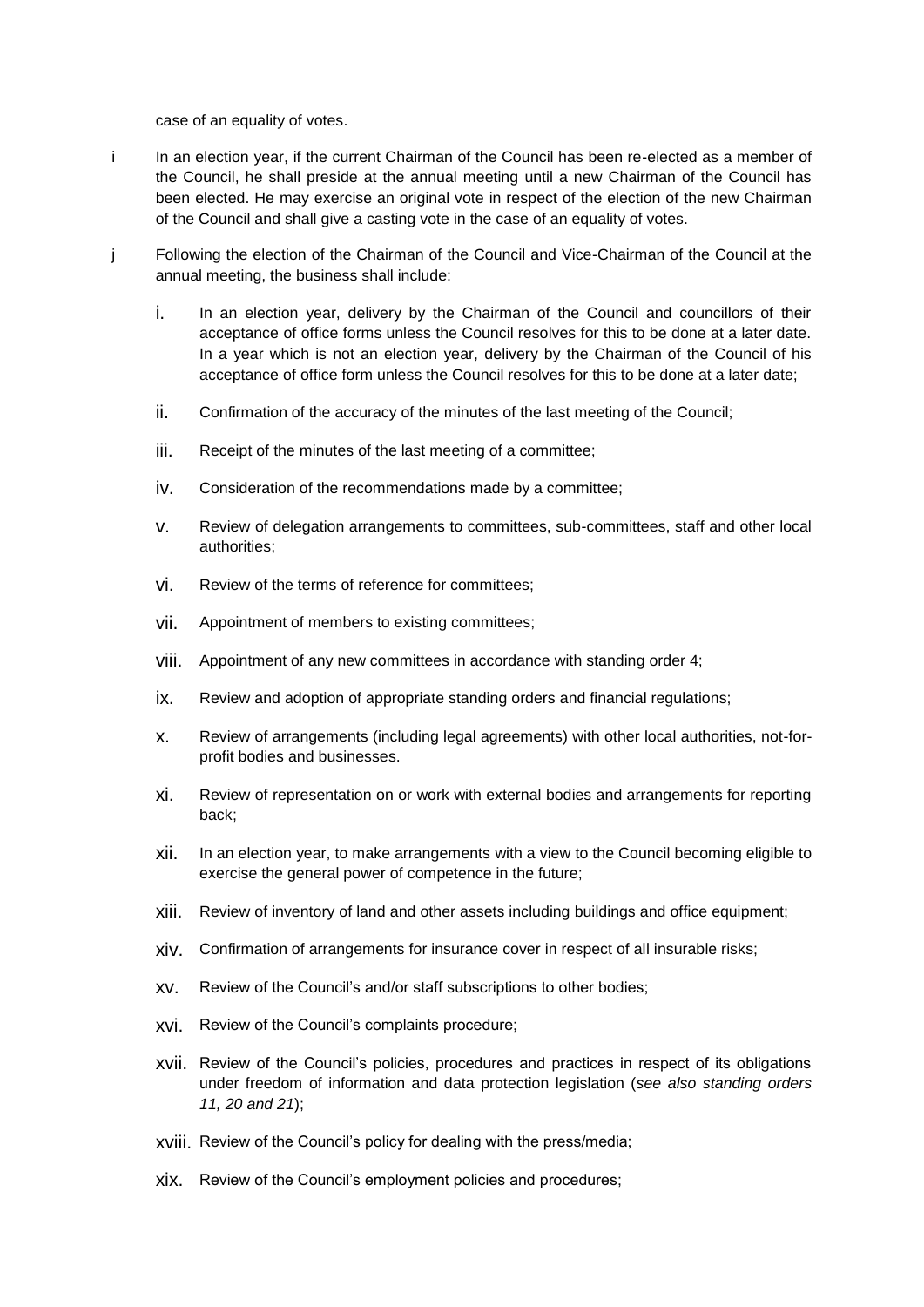case of an equality of votes.

i In an election year, if the current Chairman of the Council has been re-elected as a member of the Council, he shall preside at the annual meeting until a new Chairman of the Council has been elected. He may exercise an original vote in respect of the election of the new Chairman of the Council and shall give a casting vote in the case of an equality of votes.

j Following the election of the Chairman of the Council and Vice-Chairman of the Council at the annual meeting, the business shall include:

i. In an election year, delivery by the Chairman of the Council and councillors of their acceptance of office forms unless the Council resolves for this to be done at a later date. In a year which is not an election year, delivery by the Chairman of the Council of his acceptance of office form unless the Council resolves for this to be done at a later date;

ii. Confirmation of the accuracy of the minutes of the last meeting of the Council;

iii. Receipt of the minutes of the last meeting of a committee;

iv. Consideration of the recommendations made by a committee;

v. Review of delegation arrangements to committees, sub-committees, staff and other local authorities;

vi. Review of the terms of reference for committees;

vii. Appointment of members to existing committees;

viii. Appointment of any new committees in accordance with standing order 4;

ix. Review and adoption of appropriate standing orders and financial regulations;

x. Review of arrangements (including legal agreements) with other local authorities, not-for-profit bodies and businesses.

xi. Review of representation on or work with external bodies and arrangements for reporting back;

xii. In an election year, to make arrangements with a view to the Council becoming eligible to exercise the general power of competence in the future;

xiii. Review of inventory of land and other assets including buildings and office equipment;

xiv. Confirmation of arrangements for insurance cover in respect of all insurable risks;

xv. Review of the Council's and/or staff subscriptions to other bodies;

xvi. Review of the Council's complaints procedure;

xvii. Review of the Council's policies, procedures and practices in respect of its obligations under freedom of information and data protection legislation (*see also standing orders 11, 20 and 21*);

xviii. Review of the Council's policy for dealing with the press/media;

xix. Review of the Council's employment policies and procedures;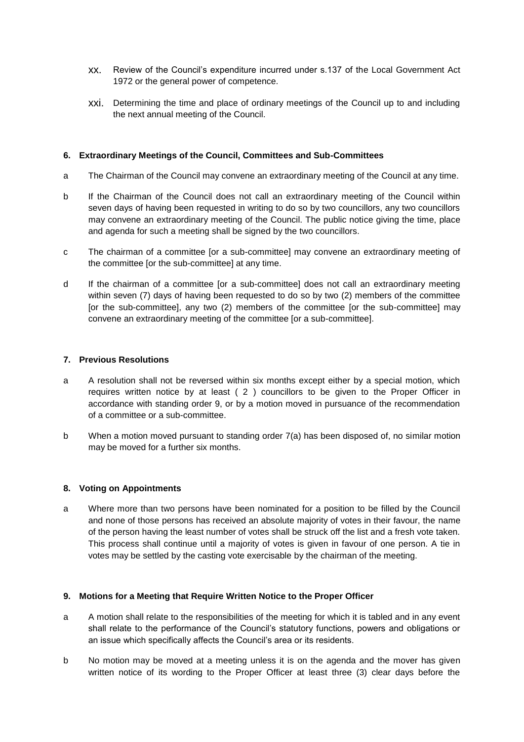xx. Review of the Council's expenditure incurred under s.137 of the Local Government Act 1972 or the general power of competence.

xxi. Determining the time and place of ordinary meetings of the Council up to and including the next annual meeting of the Council.

**6. Extraordinary Meetings of the Council, Committees and Sub-Committees**

a The Chairman of the Council may convene an extraordinary meeting of the Council at any time.

b If the Chairman of the Council does not call an extraordinary meeting of the Council within seven days of having been requested in writing to do so by two councillors, any two councillors may convene an extraordinary meeting of the Council. The public notice giving the time, place and agenda for such a meeting shall be signed by the two councillors.

c The chairman of a committee [or a sub-committee] may convene an extraordinary meeting of the committee [or the sub-committee] at any time.

d If the chairman of a committee [or a sub-committee] does not call an extraordinary meeting within seven (7) days of having been requested to do so by two (2) members of the committee [or the sub-committee], any two (2) members of the committee [or the sub-committee] may convene an extraordinary meeting of the committee [or a sub-committee].

**7. Previous Resolutions**

a A resolution shall not be reversed within six months except either by a special motion, which requires written notice by at least ( 2 ) councillors to be given to the Proper Officer in accordance with standing order 9, or by a motion moved in pursuance of the recommendation of a committee or a sub-committee.

b When a motion moved pursuant to standing order 7(a) has been disposed of, no similar motion may be moved for a further six months.

**8. Voting on Appointments**

a Where more than two persons have been nominated for a position to be filled by the Council and none of those persons has received an absolute majority of votes in their favour, the name of the person having the least number of votes shall be struck off the list and a fresh vote taken. This process shall continue until a majority of votes is given in favour of one person. A tie in votes may be settled by the casting vote exercisable by the chairman of the meeting.

**9. Motions for a Meeting that Require Written Notice to the Proper Officer**

a A motion shall relate to the responsibilities of the meeting for which it is tabled and in any event shall relate to the performance of the Council's statutory functions, powers and obligations or an issue which specifically affects the Council's area or its residents.

b No motion may be moved at a meeting unless it is on the agenda and the mover has given written notice of its wording to the Proper Officer at least three (3) clear days before the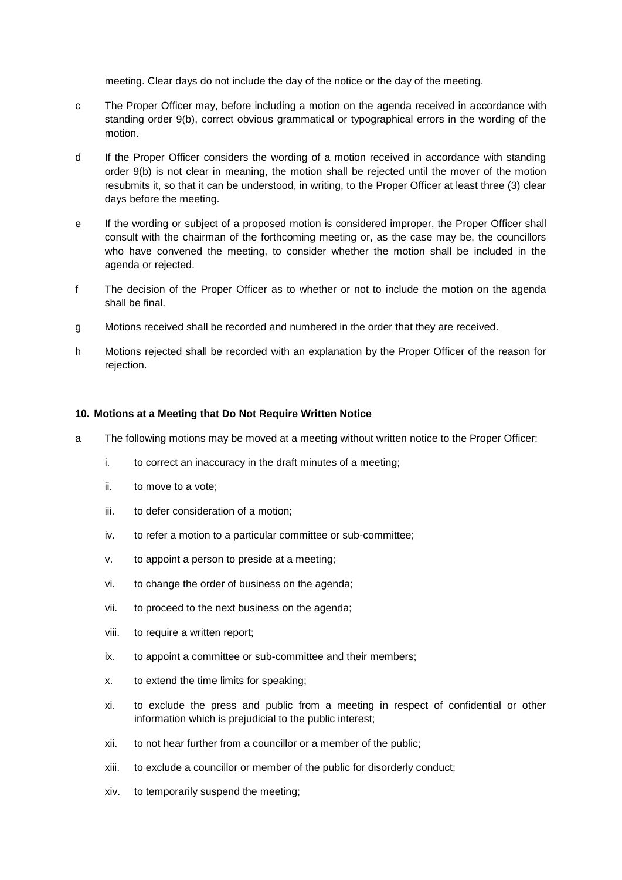meeting. Clear days do not include the day of the notice or the day of the meeting.

c The Proper Officer may, before including a motion on the agenda received in accordance with standing order 9(b), correct obvious grammatical or typographical errors in the wording of the motion.

d If the Proper Officer considers the wording of a motion received in accordance with standing order 9(b) is not clear in meaning, the motion shall be rejected until the mover of the motion resubmits it, so that it can be understood, in writing, to the Proper Officer at least three (3) clear days before the meeting.

e If the wording or subject of a proposed motion is considered improper, the Proper Officer shall consult with the chairman of the forthcoming meeting or, as the case may be, the councillors who have convened the meeting, to consider whether the motion shall be included in the agenda or rejected.

f The decision of the Proper Officer as to whether or not to include the motion on the agenda shall be final.

g Motions received shall be recorded and numbered in the order that they are received.

h Motions rejected shall be recorded with an explanation by the Proper Officer of the reason for rejection.

**10. Motions at a Meeting that Do Not Require Written Notice**

a The following motions may be moved at a meeting without written notice to the Proper Officer:

i. to correct an inaccuracy in the draft minutes of a meeting;

ii. to move to a vote;

iii. to defer consideration of a motion;

iv. to refer a motion to a particular committee or sub-committee;

v. to appoint a person to preside at a meeting;

vi. to change the order of business on the agenda;

vii. to proceed to the next business on the agenda;

viii. to require a written report;

ix. to appoint a committee or sub-committee and their members;

x. to extend the time limits for speaking;

xi. to exclude the press and public from a meeting in respect of confidential or other information which is prejudicial to the public interest;

xii. to not hear further from a councillor or a member of the public;

xiii. to exclude a councillor or member of the public for disorderly conduct;

xiv. to temporarily suspend the meeting;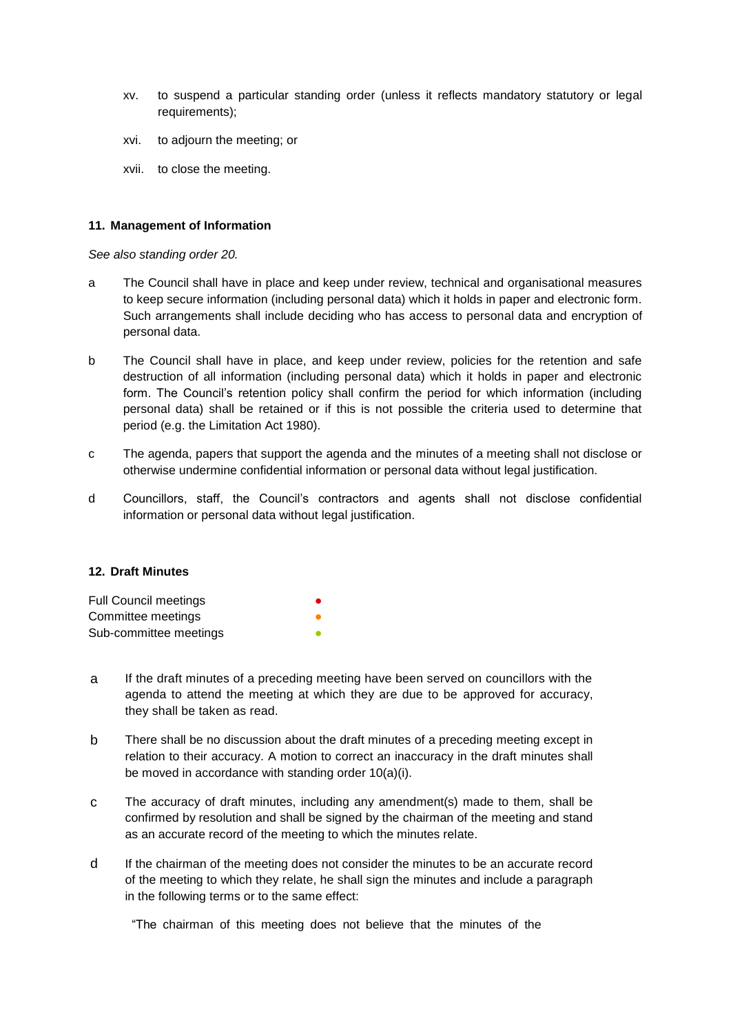xv. to suspend a particular standing order (unless it reflects mandatory statutory or legal requirements);

xvi. to adjourn the meeting; or

xvii. to close the meeting.

### 11. Management of Information

*See also standing order 20.*

a The Council shall have in place and keep under review, technical and organisational measures to keep secure information (including personal data) which it holds in paper and electronic form. Such arrangements shall include deciding who has access to personal data and encryption of personal data.

b The Council shall have in place, and keep under review, policies for the retention and safe destruction of all information (including personal data) which it holds in paper and electronic form. The Council's retention policy shall confirm the period for which information (including personal data) shall be retained or if this is not possible the criteria used to determine that period (e.g. the Limitation Act 1980).

c The agenda, papers that support the agenda and the minutes of a meeting shall not disclose or otherwise undermine confidential information or personal data without legal justification.

d Councillors, staff, the Council's contractors and agents shall not disclose confidential information or personal data without legal justification.

### 12. Draft Minutes

| | |
|---|---|
| Full Council meetings | ● |
| Committee meetings | ● |
| Sub-committee meetings | ● |

a If the draft minutes of a preceding meeting have been served on councillors with the agenda to attend the meeting at which they are due to be approved for accuracy, they shall be taken as read.

b There shall be no discussion about the draft minutes of a preceding meeting except in relation to their accuracy. A motion to correct an inaccuracy in the draft minutes shall be moved in accordance with standing order 10(a)(i).

c The accuracy of draft minutes, including any amendment(s) made to them, shall be confirmed by resolution and shall be signed by the chairman of the meeting and stand as an accurate record of the meeting to which the minutes relate.

d If the chairman of the meeting does not consider the minutes to be an accurate record of the meeting to which they relate, he shall sign the minutes and include a paragraph in the following terms or to the same effect:

"The chairman of this meeting does not believe that the minutes of the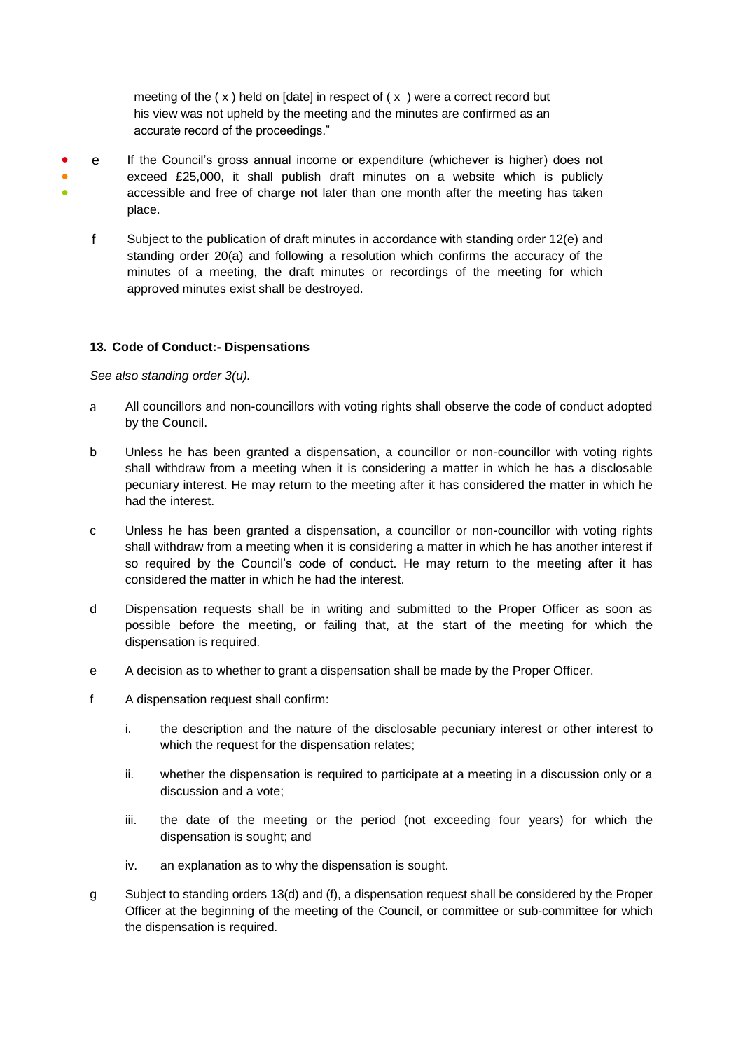meeting of the ( x ) held on [date] in respect of ( x ) were a correct record but his view was not upheld by the meeting and the minutes are confirmed as an accurate record of the proceedings."

e If the Council's gross annual income or expenditure (whichever is higher) does not exceed £25,000, it shall publish draft minutes on a website which is publicly accessible and free of charge not later than one month after the meeting has taken place.

f Subject to the publication of draft minutes in accordance with standing order 12(e) and standing order 20(a) and following a resolution which confirms the accuracy of the minutes of a meeting, the draft minutes or recordings of the meeting for which approved minutes exist shall be destroyed.

### 13. Code of Conduct:- Dispensations

*See also standing order 3(u).*

a All councillors and non-councillors with voting rights shall observe the code of conduct adopted by the Council.

b Unless he has been granted a dispensation, a councillor or non-councillor with voting rights shall withdraw from a meeting when it is considering a matter in which he has a disclosable pecuniary interest. He may return to the meeting after it has considered the matter in which he had the interest.

c Unless he has been granted a dispensation, a councillor or non-councillor with voting rights shall withdraw from a meeting when it is considering a matter in which he has another interest if so required by the Council's code of conduct. He may return to the meeting after it has considered the matter in which he had the interest.

d Dispensation requests shall be in writing and submitted to the Proper Officer as soon as possible before the meeting, or failing that, at the start of the meeting for which the dispensation is required.

e A decision as to whether to grant a dispensation shall be made by the Proper Officer.

f A dispensation request shall confirm:

i. the description and the nature of the disclosable pecuniary interest or other interest to which the request for the dispensation relates;

ii. whether the dispensation is required to participate at a meeting in a discussion only or a discussion and a vote;

iii. the date of the meeting or the period (not exceeding four years) for which the dispensation is sought; and

iv. an explanation as to why the dispensation is sought.

g Subject to standing orders 13(d) and (f), a dispensation request shall be considered by the Proper Officer at the beginning of the meeting of the Council, or committee or sub-committee for which the dispensation is required.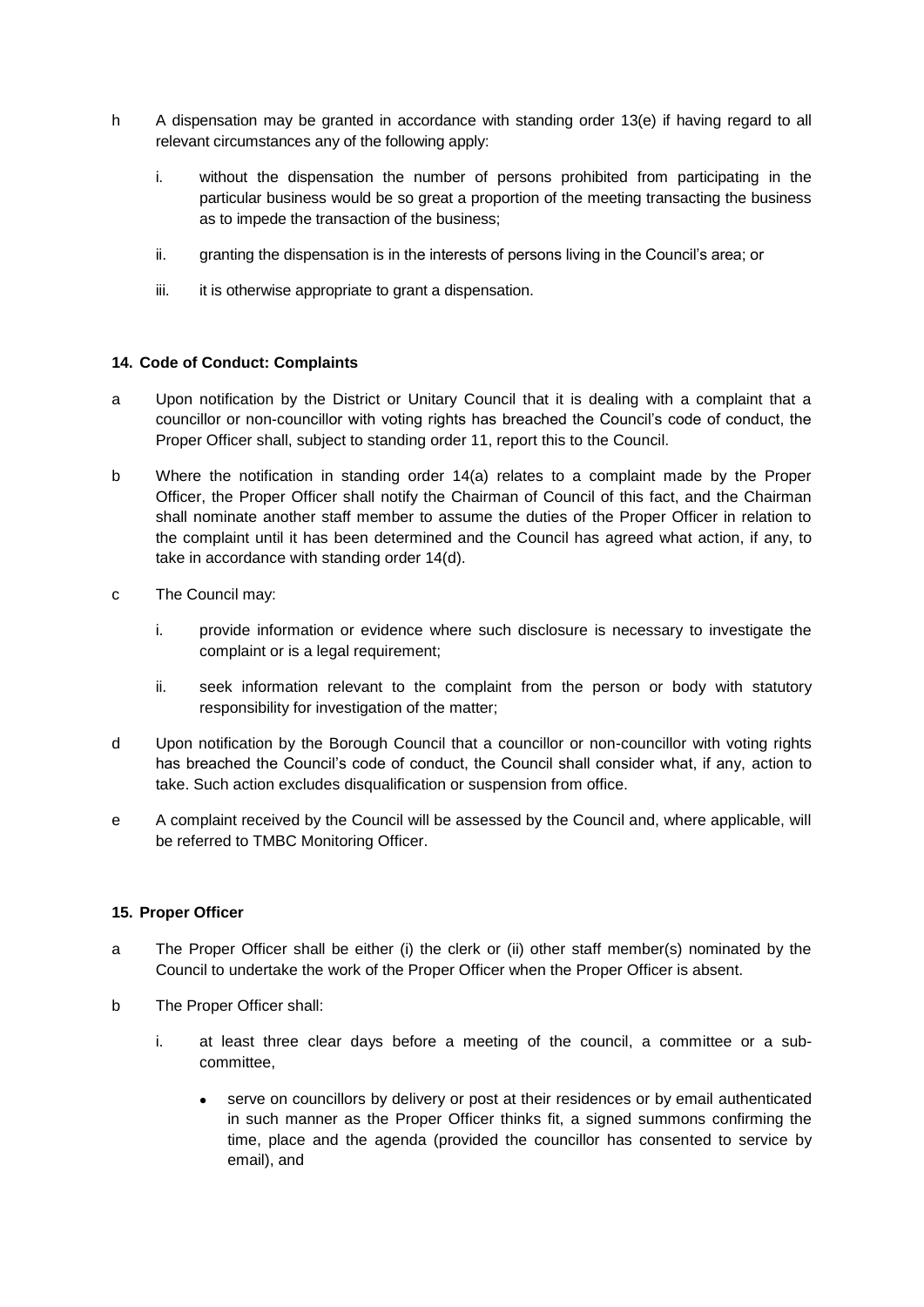h A dispensation may be granted in accordance with standing order 13(e) if having regard to all relevant circumstances any of the following apply:

  i. without the dispensation the number of persons prohibited from participating in the particular business would be so great a proportion of the meeting transacting the business as to impede the transaction of the business;

  ii. granting the dispensation is in the interests of persons living in the Council's area; or

  iii. it is otherwise appropriate to grant a dispensation.

### 14. Code of Conduct: Complaints

a Upon notification by the District or Unitary Council that it is dealing with a complaint that a councillor or non-councillor with voting rights has breached the Council's code of conduct, the Proper Officer shall, subject to standing order 11, report this to the Council.

b Where the notification in standing order 14(a) relates to a complaint made by the Proper Officer, the Proper Officer shall notify the Chairman of Council of this fact, and the Chairman shall nominate another staff member to assume the duties of the Proper Officer in relation to the complaint until it has been determined and the Council has agreed what action, if any, to take in accordance with standing order 14(d).

c The Council may:

  i. provide information or evidence where such disclosure is necessary to investigate the complaint or is a legal requirement;

  ii. seek information relevant to the complaint from the person or body with statutory responsibility for investigation of the matter;

d Upon notification by the Borough Council that a councillor or non-councillor with voting rights has breached the Council's code of conduct, the Council shall consider what, if any, action to take. Such action excludes disqualification or suspension from office.

e A complaint received by the Council will be assessed by the Council and, where applicable, will be referred to TMBC Monitoring Officer.

### 15. Proper Officer

a The Proper Officer shall be either (i) the clerk or (ii) other staff member(s) nominated by the Council to undertake the work of the Proper Officer when the Proper Officer is absent.

b The Proper Officer shall:

  i. at least three clear days before a meeting of the council, a committee or a sub-committee,

    - serve on councillors by delivery or post at their residences or by email authenticated in such manner as the Proper Officer thinks fit, a signed summons confirming the time, place and the agenda (provided the councillor has consented to service by email), and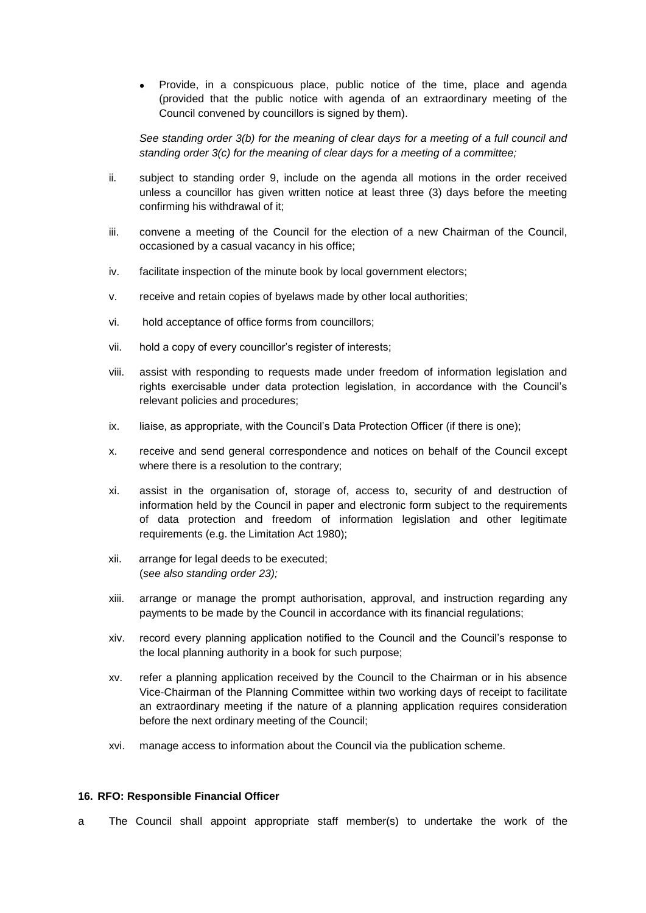- Provide, in a conspicuous place, public notice of the time, place and agenda (provided that the public notice with agenda of an extraordinary meeting of the Council convened by councillors is signed by them).

  *See standing order 3(b) for the meaning of clear days for a meeting of a full council and standing order 3(c) for the meaning of clear days for a meeting of a committee;*

ii. subject to standing order 9, include on the agenda all motions in the order received unless a councillor has given written notice at least three (3) days before the meeting confirming his withdrawal of it;

iii. convene a meeting of the Council for the election of a new Chairman of the Council, occasioned by a casual vacancy in his office;

iv. facilitate inspection of the minute book by local government electors;

v. receive and retain copies of byelaws made by other local authorities;

vi. hold acceptance of office forms from councillors;

vii. hold a copy of every councillor's register of interests;

viii. assist with responding to requests made under freedom of information legislation and rights exercisable under data protection legislation, in accordance with the Council's relevant policies and procedures;

ix. liaise, as appropriate, with the Council's Data Protection Officer (if there is one);

x. receive and send general correspondence and notices on behalf of the Council except where there is a resolution to the contrary;

xi. assist in the organisation of, storage of, access to, security of and destruction of information held by the Council in paper and electronic form subject to the requirements of data protection and freedom of information legislation and other legitimate requirements (e.g. the Limitation Act 1980);

xii. arrange for legal deeds to be executed;
(*see also standing order 23);*

xiii. arrange or manage the prompt authorisation, approval, and instruction regarding any payments to be made by the Council in accordance with its financial regulations;

xiv. record every planning application notified to the Council and the Council's response to the local planning authority in a book for such purpose;

xv. refer a planning application received by the Council to the Chairman or in his absence Vice-Chairman of the Planning Committee within two working days of receipt to facilitate an extraordinary meeting if the nature of a planning application requires consideration before the next ordinary meeting of the Council;

xvi. manage access to information about the Council via the publication scheme.

#### 16. RFO: Responsible Financial Officer

a The Council shall appoint appropriate staff member(s) to undertake the work of the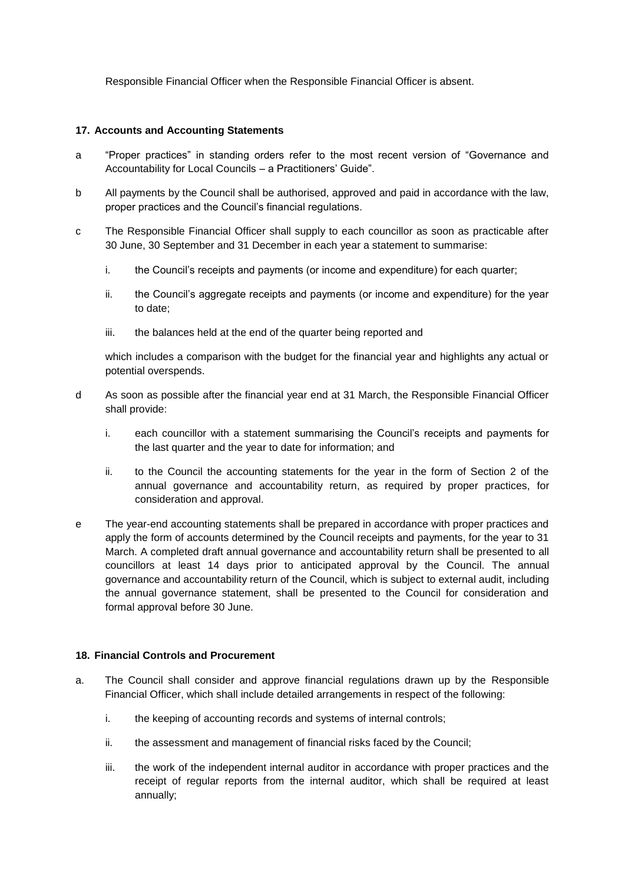Responsible Financial Officer when the Responsible Financial Officer is absent.

### 17. Accounts and Accounting Statements

a "Proper practices" in standing orders refer to the most recent version of "Governance and Accountability for Local Councils – a Practitioners' Guide".

b All payments by the Council shall be authorised, approved and paid in accordance with the law, proper practices and the Council's financial regulations.

c The Responsible Financial Officer shall supply to each councillor as soon as practicable after 30 June, 30 September and 31 December in each year a statement to summarise:

   i. the Council's receipts and payments (or income and expenditure) for each quarter;

   ii. the Council's aggregate receipts and payments (or income and expenditure) for the year to date;

   iii. the balances held at the end of the quarter being reported and

   which includes a comparison with the budget for the financial year and highlights any actual or potential overspends.

d As soon as possible after the financial year end at 31 March, the Responsible Financial Officer shall provide:

   i. each councillor with a statement summarising the Council's receipts and payments for the last quarter and the year to date for information; and

   ii. to the Council the accounting statements for the year in the form of Section 2 of the annual governance and accountability return, as required by proper practices, for consideration and approval.

e The year-end accounting statements shall be prepared in accordance with proper practices and apply the form of accounts determined by the Council receipts and payments, for the year to 31 March. A completed draft annual governance and accountability return shall be presented to all councillors at least 14 days prior to anticipated approval by the Council. The annual governance and accountability return of the Council, which is subject to external audit, including the annual governance statement, shall be presented to the Council for consideration and formal approval before 30 June.

### 18. Financial Controls and Procurement

a. The Council shall consider and approve financial regulations drawn up by the Responsible Financial Officer, which shall include detailed arrangements in respect of the following:

   i. the keeping of accounting records and systems of internal controls;

   ii. the assessment and management of financial risks faced by the Council;

   iii. the work of the independent internal auditor in accordance with proper practices and the receipt of regular reports from the internal auditor, which shall be required at least annually;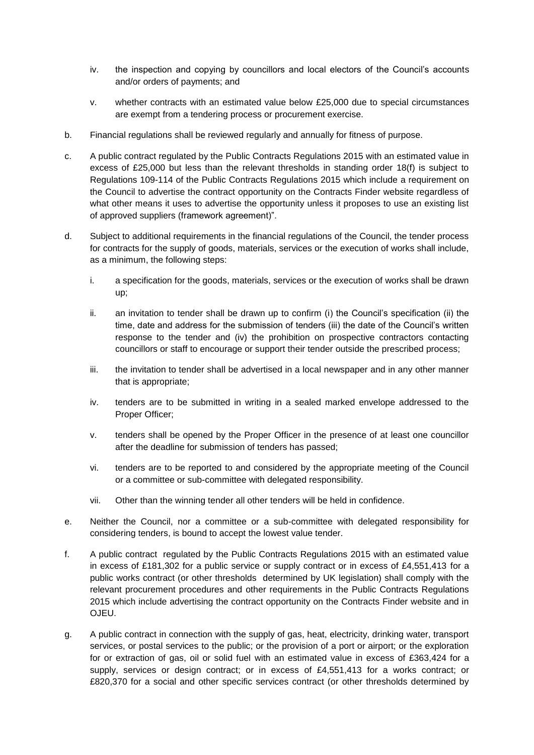iv. the inspection and copying by councillors and local electors of the Council's accounts and/or orders of payments; and

v. whether contracts with an estimated value below £25,000 due to special circumstances are exempt from a tendering process or procurement exercise.

b. Financial regulations shall be reviewed regularly and annually for fitness of purpose.

c. A public contract regulated by the Public Contracts Regulations 2015 with an estimated value in excess of £25,000 but less than the relevant thresholds in standing order 18(f) is subject to Regulations 109-114 of the Public Contracts Regulations 2015 which include a requirement on the Council to advertise the contract opportunity on the Contracts Finder website regardless of what other means it uses to advertise the opportunity unless it proposes to use an existing list of approved suppliers (framework agreement)".

d. Subject to additional requirements in the financial regulations of the Council, the tender process for contracts for the supply of goods, materials, services or the execution of works shall include, as a minimum, the following steps:

   i. a specification for the goods, materials, services or the execution of works shall be drawn up;

   ii. an invitation to tender shall be drawn up to confirm (i) the Council's specification (ii) the time, date and address for the submission of tenders (iii) the date of the Council's written response to the tender and (iv) the prohibition on prospective contractors contacting councillors or staff to encourage or support their tender outside the prescribed process;

   iii. the invitation to tender shall be advertised in a local newspaper and in any other manner that is appropriate;

   iv. tenders are to be submitted in writing in a sealed marked envelope addressed to the Proper Officer;

   v. tenders shall be opened by the Proper Officer in the presence of at least one councillor after the deadline for submission of tenders has passed;

   vi. tenders are to be reported to and considered by the appropriate meeting of the Council or a committee or sub-committee with delegated responsibility.

   vii. Other than the winning tender all other tenders will be held in confidence.

e. Neither the Council, nor a committee or a sub-committee with delegated responsibility for considering tenders, is bound to accept the lowest value tender.

f. A public contract regulated by the Public Contracts Regulations 2015 with an estimated value in excess of £181,302 for a public service or supply contract or in excess of £4,551,413 for a public works contract (or other thresholds determined by UK legislation) shall comply with the relevant procurement procedures and other requirements in the Public Contracts Regulations 2015 which include advertising the contract opportunity on the Contracts Finder website and in OJEU.

g. A public contract in connection with the supply of gas, heat, electricity, drinking water, transport services, or postal services to the public; or the provision of a port or airport; or the exploration for or extraction of gas, oil or solid fuel with an estimated value in excess of £363,424 for a supply, services or design contract; or in excess of £4,551,413 for a works contract; or £820,370 for a social and other specific services contract (or other thresholds determined by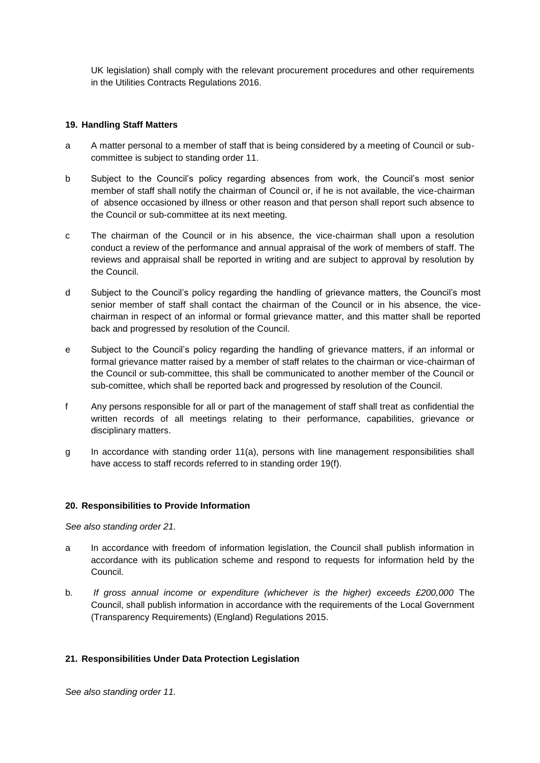UK legislation) shall comply with the relevant procurement procedures and other requirements in the Utilities Contracts Regulations 2016.

## 19. Handling Staff Matters

a A matter personal to a member of staff that is being considered by a meeting of Council or sub-committee is subject to standing order 11.

b Subject to the Council's policy regarding absences from work, the Council's most senior member of staff shall notify the chairman of Council or, if he is not available, the vice-chairman of absence occasioned by illness or other reason and that person shall report such absence to the Council or sub-committee at its next meeting.

c The chairman of the Council or in his absence, the vice-chairman shall upon a resolution conduct a review of the performance and annual appraisal of the work of members of staff. The reviews and appraisal shall be reported in writing and are subject to approval by resolution by the Council.

d Subject to the Council's policy regarding the handling of grievance matters, the Council's most senior member of staff shall contact the chairman of the Council or in his absence, the vice-chairman in respect of an informal or formal grievance matter, and this matter shall be reported back and progressed by resolution of the Council.

e Subject to the Council's policy regarding the handling of grievance matters, if an informal or formal grievance matter raised by a member of staff relates to the chairman or vice-chairman of the Council or sub-committee, this shall be communicated to another member of the Council or sub-comittee, which shall be reported back and progressed by resolution of the Council.

f Any persons responsible for all or part of the management of staff shall treat as confidential the written records of all meetings relating to their performance, capabilities, grievance or disciplinary matters.

g In accordance with standing order 11(a), persons with line management responsibilities shall have access to staff records referred to in standing order 19(f).

## 20. Responsibilities to Provide Information

*See also standing order 21.*

a In accordance with freedom of information legislation, the Council shall publish information in accordance with its publication scheme and respond to requests for information held by the Council.

b. *If gross annual income or expenditure (whichever is the higher) exceeds £200,000* The Council, shall publish information in accordance with the requirements of the Local Government (Transparency Requirements) (England) Regulations 2015.

## 21. Responsibilities Under Data Protection Legislation

*See also standing order 11.*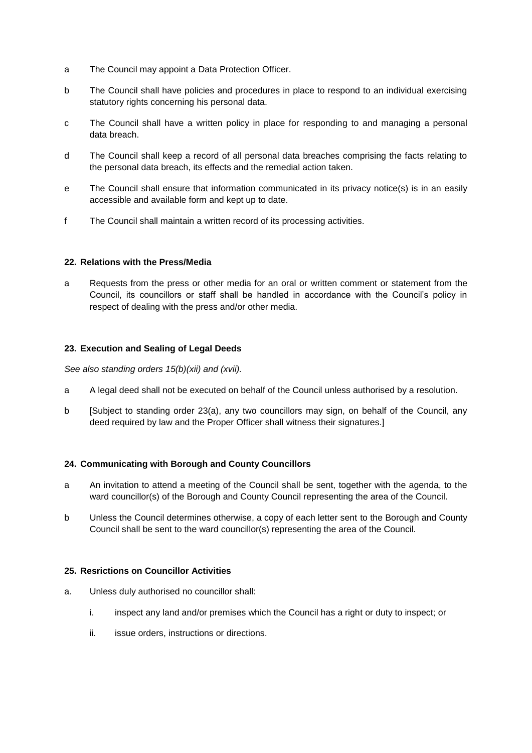a The Council may appoint a Data Protection Officer.

b The Council shall have policies and procedures in place to respond to an individual exercising statutory rights concerning his personal data.

c The Council shall have a written policy in place for responding to and managing a personal data breach.

d The Council shall keep a record of all personal data breaches comprising the facts relating to the personal data breach, its effects and the remedial action taken.

e The Council shall ensure that information communicated in its privacy notice(s) is in an easily accessible and available form and kept up to date.

f The Council shall maintain a written record of its processing activities.

### 22. Relations with the Press/Media

a Requests from the press or other media for an oral or written comment or statement from the Council, its councillors or staff shall be handled in accordance with the Council's policy in respect of dealing with the press and/or other media.

### 23. Execution and Sealing of Legal Deeds

*See also standing orders 15(b)(xii) and (xvii).*

a A legal deed shall not be executed on behalf of the Council unless authorised by a resolution.

b [Subject to standing order 23(a), any two councillors may sign, on behalf of the Council, any deed required by law and the Proper Officer shall witness their signatures.]

### 24. Communicating with Borough and County Councillors

a An invitation to attend a meeting of the Council shall be sent, together with the agenda, to the ward councillor(s) of the Borough and County Council representing the area of the Council.

b Unless the Council determines otherwise, a copy of each letter sent to the Borough and County Council shall be sent to the ward councillor(s) representing the area of the Council.

### 25. Resrictions on Councillor Activities

a. Unless duly authorised no councillor shall:

   i. inspect any land and/or premises which the Council has a right or duty to inspect; or

   ii. issue orders, instructions or directions.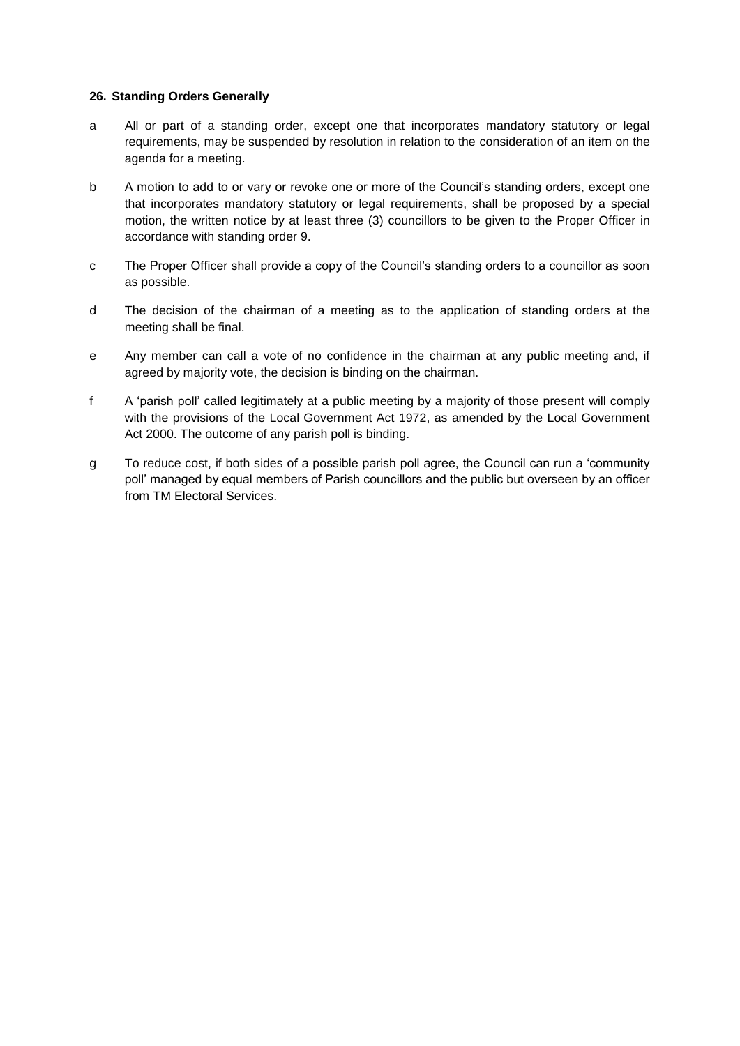### 26. Standing Orders Generally

a All or part of a standing order, except one that incorporates mandatory statutory or legal requirements, may be suspended by resolution in relation to the consideration of an item on the agenda for a meeting.

b A motion to add to or vary or revoke one or more of the Council's standing orders, except one that incorporates mandatory statutory or legal requirements, shall be proposed by a special motion, the written notice by at least three (3) councillors to be given to the Proper Officer in accordance with standing order 9.

c The Proper Officer shall provide a copy of the Council's standing orders to a councillor as soon as possible.

d The decision of the chairman of a meeting as to the application of standing orders at the meeting shall be final.

e Any member can call a vote of no confidence in the chairman at any public meeting and, if agreed by majority vote, the decision is binding on the chairman.

f A 'parish poll' called legitimately at a public meeting by a majority of those present will comply with the provisions of the Local Government Act 1972, as amended by the Local Government Act 2000. The outcome of any parish poll is binding.

g To reduce cost, if both sides of a possible parish poll agree, the Council can run a 'community poll' managed by equal members of Parish councillors and the public but overseen by an officer from TM Electoral Services.